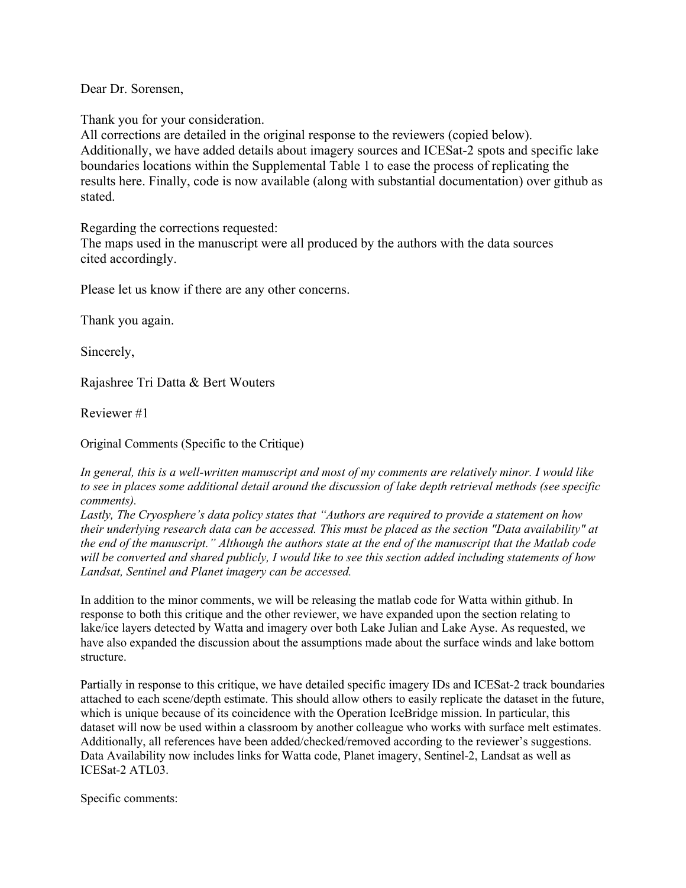Dear Dr. Sorensen,

Thank you for your consideration.
All corrections are detailed in the original response to the reviewers (copied below). Additionally, we have added details about imagery sources and ICESat-2 spots and specific lake boundaries locations within the Supplemental Table 1 to ease the process of replicating the results here. Finally, code is now available (along with substantial documentation) over github as stated.

Regarding the corrections requested:
The maps used in the manuscript were all produced by the authors with the data sources cited accordingly.

Please let us know if there are any other concerns.

Thank you again.

Sincerely,

Rajashree Tri Datta & Bert Wouters

Reviewer #1

Original Comments (Specific to the Critique)

*In general, this is a well-written manuscript and most of my comments are relatively minor. I would like to see in places some additional detail around the discussion of lake depth retrieval methods (see specific comments).*
*Lastly, The Cryosphere's data policy states that "Authors are required to provide a statement on how their underlying research data can be accessed. This must be placed as the section "Data availability" at the end of the manuscript." Although the authors state at the end of the manuscript that the Matlab code will be converted and shared publicly, I would like to see this section added including statements of how Landsat, Sentinel and Planet imagery can be accessed.*

In addition to the minor comments, we will be releasing the matlab code for Watta within github. In response to both this critique and the other reviewer, we have expanded upon the section relating to lake/ice layers detected by Watta and imagery over both Lake Julian and Lake Ayse. As requested, we have also expanded the discussion about the assumptions made about the surface winds and lake bottom structure.

Partially in response to this critique, we have detailed specific imagery IDs and ICESat-2 track boundaries attached to each scene/depth estimate. This should allow others to easily replicate the dataset in the future, which is unique because of its coincidence with the Operation IceBridge mission. In particular, this dataset will now be used within a classroom by another colleague who works with surface melt estimates. Additionally, all references have been added/checked/removed according to the reviewer's suggestions. Data Availability now includes links for Watta code, Planet imagery, Sentinel-2, Landsat as well as ICESat-2 ATL03.

Specific comments: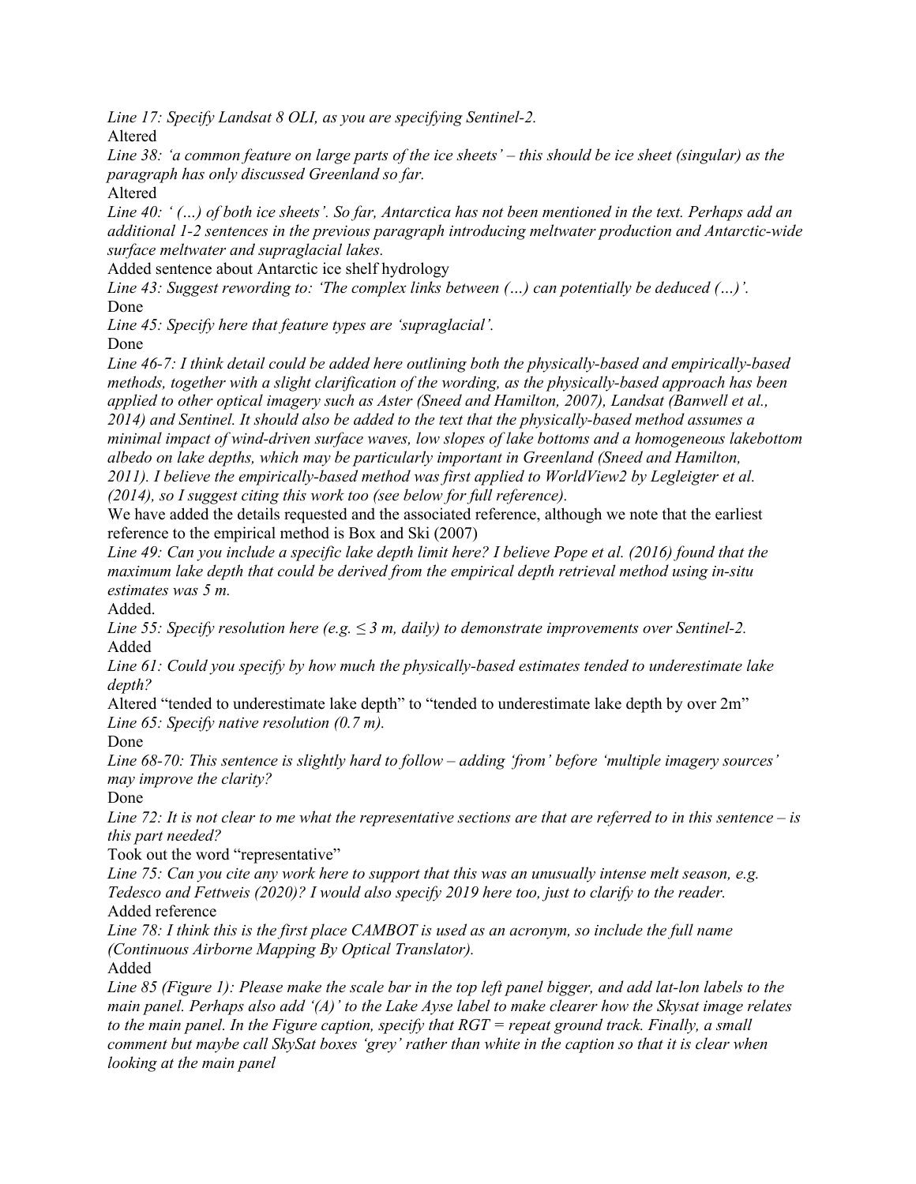*Line 17: Specify Landsat 8 OLI, as you are specifying Sentinel-2.*

Altered

*Line 38: 'a common feature on large parts of the ice sheets' – this should be ice sheet (singular) as the paragraph has only discussed Greenland so far.*

Altered

*Line 40: ' (…) of both ice sheets'. So far, Antarctica has not been mentioned in the text. Perhaps add an additional 1-2 sentences in the previous paragraph introducing meltwater production and Antarctic-wide surface meltwater and supraglacial lakes.*

Added sentence about Antarctic ice shelf hydrology

*Line 43: Suggest rewording to: 'The complex links between (…) can potentially be deduced (…)'.*

Done

*Line 45: Specify here that feature types are 'supraglacial'.*

Done

*Line 46-7: I think detail could be added here outlining both the physically-based and empirically-based methods, together with a slight clarification of the wording, as the physically-based approach has been applied to other optical imagery such as Aster (Sneed and Hamilton, 2007), Landsat (Banwell et al., 2014) and Sentinel. It should also be added to the text that the physically-based method assumes a minimal impact of wind-driven surface waves, low slopes of lake bottoms and a homogeneous lakebottom albedo on lake depths, which may be particularly important in Greenland (Sneed and Hamilton, 2011). I believe the empirically-based method was first applied to WorldView2 by Legleigter et al. (2014), so I suggest citing this work too (see below for full reference).*

We have added the details requested and the associated reference, although we note that the earliest reference to the empirical method is Box and Ski (2007)

*Line 49: Can you include a specific lake depth limit here? I believe Pope et al. (2016) found that the maximum lake depth that could be derived from the empirical depth retrieval method using in-situ estimates was 5 m.*

Added.

*Line 55: Specify resolution here (e.g. ≤ 3 m, daily) to demonstrate improvements over Sentinel-2.*

Added

*Line 61: Could you specify by how much the physically-based estimates tended to underestimate lake depth?*

Altered "tended to underestimate lake depth" to "tended to underestimate lake depth by over 2m"

*Line 65: Specify native resolution (0.7 m).*

Done

*Line 68-70: This sentence is slightly hard to follow – adding 'from' before 'multiple imagery sources' may improve the clarity?*

Done

*Line 72: It is not clear to me what the representative sections are that are referred to in this sentence – is this part needed?*

Took out the word "representative"

*Line 75: Can you cite any work here to support that this was an unusually intense melt season, e.g. Tedesco and Fettweis (2020)? I would also specify 2019 here too, just to clarify to the reader.*

Added reference

*Line 78: I think this is the first place CAMBOT is used as an acronym, so include the full name (Continuous Airborne Mapping By Optical Translator).*

Added

*Line 85 (Figure 1): Please make the scale bar in the top left panel bigger, and add lat-lon labels to the main panel. Perhaps also add '(A)' to the Lake Ayse label to make clearer how the Skysat image relates to the main panel. In the Figure caption, specify that RGT = repeat ground track. Finally, a small comment but maybe call SkySat boxes 'grey' rather than white in the caption so that it is clear when looking at the main panel*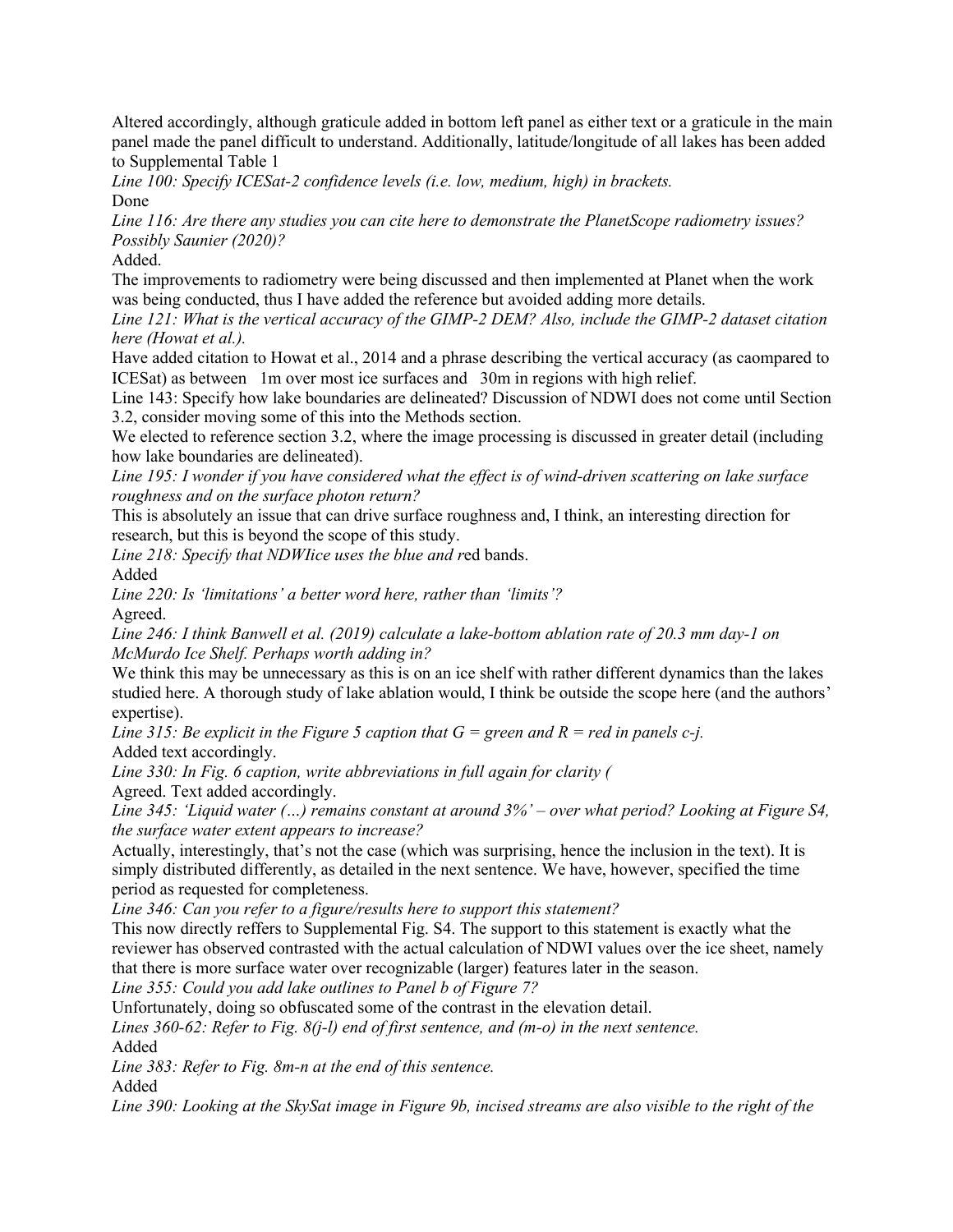Altered accordingly, although graticule added in bottom left panel as either text or a graticule in the main panel made the panel difficult to understand. Additionally, latitude/longitude of all lakes has been added to Supplemental Table 1

*Line 100: Specify ICESat-2 confidence levels (i.e. low, medium, high) in brackets.*

Done

*Line 116: Are there any studies you can cite here to demonstrate the PlanetScope radiometry issues? Possibly Saunier (2020)?*

Added.

The improvements to radiometry were being discussed and then implemented at Planet when the work was being conducted, thus I have added the reference but avoided adding more details.

*Line 121: What is the vertical accuracy of the GIMP-2 DEM? Also, include the GIMP-2 dataset citation here (Howat et al.).*

Have added citation to Howat et al., 2014 and a phrase describing the vertical accuracy (as caompared to ICESat) as between  1m over most ice surfaces and  30m in regions with high relief.

Line 143: Specify how lake boundaries are delineated? Discussion of NDWI does not come until Section 3.2, consider moving some of this into the Methods section.

We elected to reference section 3.2, where the image processing is discussed in greater detail (including how lake boundaries are delineated).

*Line 195: I wonder if you have considered what the effect is of wind-driven scattering on lake surface roughness and on the surface photon return?*

This is absolutely an issue that can drive surface roughness and, I think, an interesting direction for research, but this is beyond the scope of this study.

*Line 218: Specify that NDWIice uses the blue and r*ed bands.

Added

*Line 220: Is 'limitations' a better word here, rather than 'limits'?*

Agreed.

*Line 246: I think Banwell et al. (2019) calculate a lake-bottom ablation rate of 20.3 mm day-1 on McMurdo Ice Shelf. Perhaps worth adding in?*

We think this may be unnecessary as this is on an ice shelf with rather different dynamics than the lakes studied here. A thorough study of lake ablation would, I think be outside the scope here (and the authors' expertise).

*Line 315: Be explicit in the Figure 5 caption that G = green and R = red in panels c-j.*

Added text accordingly.

*Line 330: In Fig. 6 caption, write abbreviations in full again for clarity (*

Agreed. Text added accordingly.

*Line 345: 'Liquid water (…) remains constant at around 3%' – over what period? Looking at Figure S4, the surface water extent appears to increase?*

Actually, interestingly, that's not the case (which was surprising, hence the inclusion in the text). It is simply distributed differently, as detailed in the next sentence. We have, however, specified the time period as requested for completeness.

*Line 346: Can you refer to a figure/results here to support this statement?*

This now directly reffers to Supplemental Fig. S4. The support to this statement is exactly what the reviewer has observed contrasted with the actual calculation of NDWI values over the ice sheet, namely that there is more surface water over recognizable (larger) features later in the season.

*Line 355: Could you add lake outlines to Panel b of Figure 7?*

Unfortunately, doing so obfuscated some of the contrast in the elevation detail.

*Lines 360-62: Refer to Fig. 8(j-l) end of first sentence, and (m-o) in the next sentence.*

Added

*Line 383: Refer to Fig. 8m-n at the end of this sentence.*

Added

*Line 390: Looking at the SkySat image in Figure 9b, incised streams are also visible to the right of the*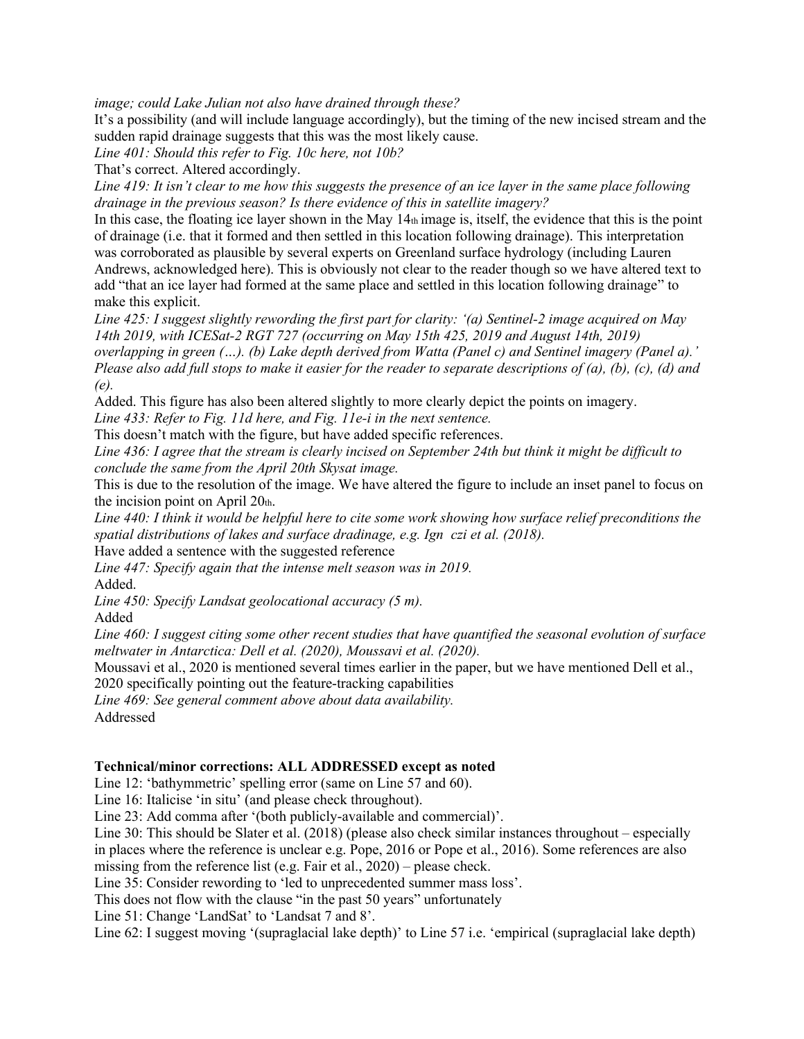*image; could Lake Julian not also have drained through these?*

It's a possibility (and will include language accordingly), but the timing of the new incised stream and the sudden rapid drainage suggests that this was the most likely cause.

*Line 401: Should this refer to Fig. 10c here, not 10b?*

That's correct. Altered accordingly.

*Line 419: It isn't clear to me how this suggests the presence of an ice layer in the same place following drainage in the previous season? Is there evidence of this in satellite imagery?*

In this case, the floating ice layer shown in the May 14th image is, itself, the evidence that this is the point of drainage (i.e. that it formed and then settled in this location following drainage). This interpretation was corroborated as plausible by several experts on Greenland surface hydrology (including Lauren Andrews, acknowledged here). This is obviously not clear to the reader though so we have altered text to add "that an ice layer had formed at the same place and settled in this location following drainage" to make this explicit.

*Line 425: I suggest slightly rewording the first part for clarity: '(a) Sentinel-2 image acquired on May 14th 2019, with ICESat-2 RGT 727 (occurring on May 15th 425, 2019 and August 14th, 2019) overlapping in green (…). (b) Lake depth derived from Watta (Panel c) and Sentinel imagery (Panel a).' Please also add full stops to make it easier for the reader to separate descriptions of (a), (b), (c), (d) and (e).*

Added. This figure has also been altered slightly to more clearly depict the points on imagery.

*Line 433: Refer to Fig. 11d here, and Fig. 11e-i in the next sentence.*

This doesn't match with the figure, but have added specific references.

*Line 436: I agree that the stream is clearly incised on September 24th but think it might be difficult to conclude the same from the April 20th Skysat image.*

This is due to the resolution of the image. We have altered the figure to include an inset panel to focus on the incision point on April 20th.

*Line 440: I think it would be helpful here to cite some work showing how surface relief preconditions the spatial distributions of lakes and surface dradinage, e.g. Ign czi et al. (2018).*

Have added a sentence with the suggested reference

*Line 447: Specify again that the intense melt season was in 2019.*

Added.

*Line 450: Specify Landsat geolocational accuracy (5 m).*

Added

*Line 460: I suggest citing some other recent studies that have quantified the seasonal evolution of surface meltwater in Antarctica: Dell et al. (2020), Moussavi et al. (2020).*

Moussavi et al., 2020 is mentioned several times earlier in the paper, but we have mentioned Dell et al., 2020 specifically pointing out the feature-tracking capabilities

*Line 469: See general comment above about data availability.*

Addressed

**Technical/minor corrections: ALL ADDRESSED except as noted**

Line 12: 'bathymmetric' spelling error (same on Line 57 and 60).

Line 16: Italicise 'in situ' (and please check throughout).

Line 23: Add comma after '(both publicly-available and commercial)'.

Line 30: This should be Slater et al. (2018) (please also check similar instances throughout – especially in places where the reference is unclear e.g. Pope, 2016 or Pope et al., 2016). Some references are also missing from the reference list (e.g. Fair et al., 2020) – please check.

Line 35: Consider rewording to 'led to unprecedented summer mass loss'.

This does not flow with the clause "in the past 50 years" unfortunately

Line 51: Change 'LandSat' to 'Landsat 7 and 8'.

Line 62: I suggest moving '(supraglacial lake depth)' to Line 57 i.e. 'empirical (supraglacial lake depth)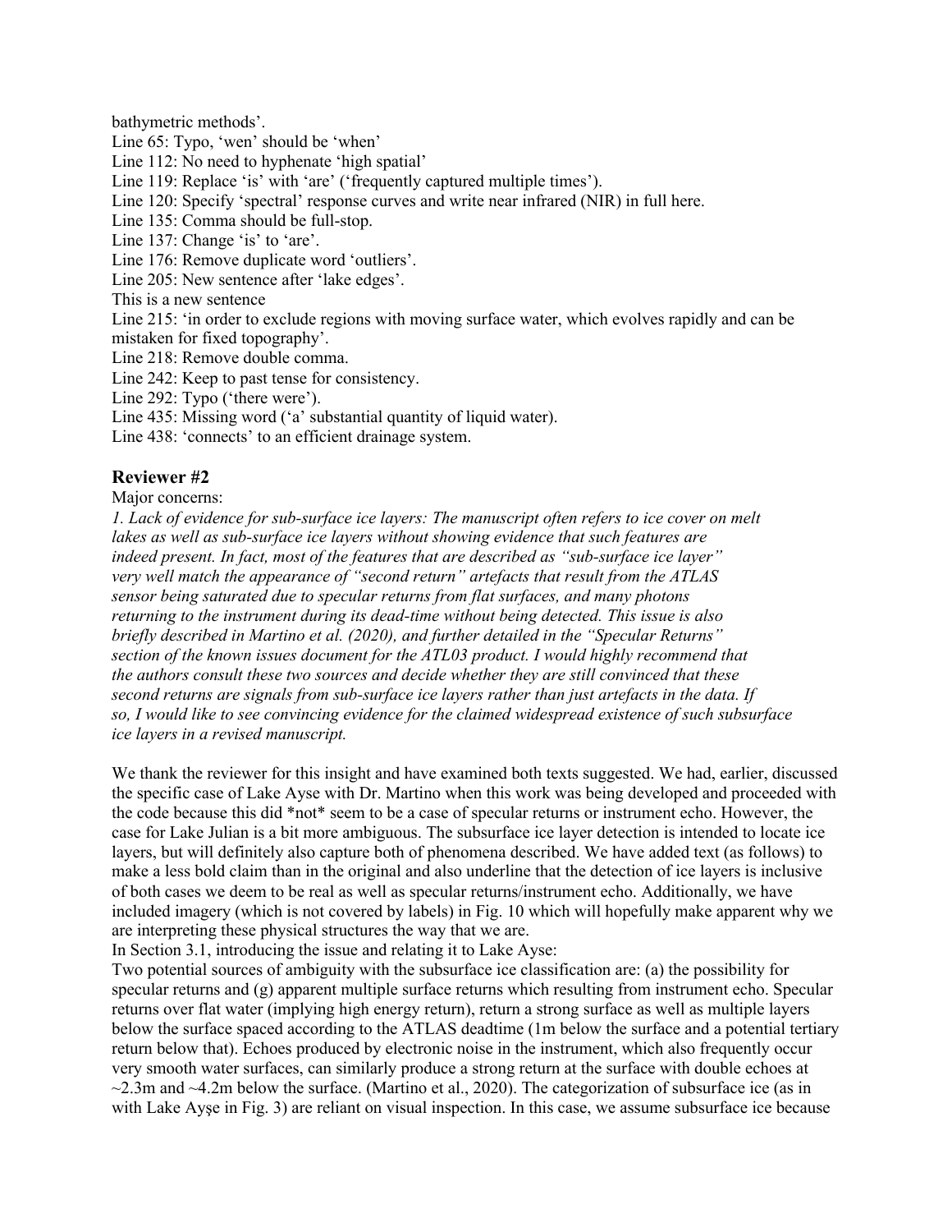bathymetric methods'.

Line 65: Typo, 'wen' should be 'when'

Line 112: No need to hyphenate 'high spatial'

Line 119: Replace 'is' with 'are' ('frequently captured multiple times').

Line 120: Specify 'spectral' response curves and write near infrared (NIR) in full here.

Line 135: Comma should be full-stop.

Line 137: Change 'is' to 'are'.

Line 176: Remove duplicate word 'outliers'.

Line 205: New sentence after 'lake edges'.

This is a new sentence

Line 215: 'in order to exclude regions with moving surface water, which evolves rapidly and can be mistaken for fixed topography'.

Line 218: Remove double comma.

Line 242: Keep to past tense for consistency.

Line 292: Typo ('there were').

Line 435: Missing word ('a' substantial quantity of liquid water).

Line 438: 'connects' to an efficient drainage system.

## Reviewer #2

Major concerns:

*1. Lack of evidence for sub-surface ice layers: The manuscript often refers to ice cover on melt lakes as well as sub-surface ice layers without showing evidence that such features are indeed present. In fact, most of the features that are described as "sub-surface ice layer" very well match the appearance of "second return" artefacts that result from the ATLAS sensor being saturated due to specular returns from flat surfaces, and many photons returning to the instrument during its dead-time without being detected. This issue is also briefly described in Martino et al. (2020), and further detailed in the "Specular Returns" section of the known issues document for the ATL03 product. I would highly recommend that the authors consult these two sources and decide whether they are still convinced that these second returns are signals from sub-surface ice layers rather than just artefacts in the data. If so, I would like to see convincing evidence for the claimed widespread existence of such subsurface ice layers in a revised manuscript.*

We thank the reviewer for this insight and have examined both texts suggested. We had, earlier, discussed the specific case of Lake Ayse with Dr. Martino when this work was being developed and proceeded with the code because this did *not* seem to be a case of specular returns or instrument echo. However, the case for Lake Julian is a bit more ambiguous. The subsurface ice layer detection is intended to locate ice layers, but will definitely also capture both of phenomena described. We have added text (as follows) to make a less bold claim than in the original and also underline that the detection of ice layers is inclusive of both cases we deem to be real as well as specular returns/instrument echo. Additionally, we have included imagery (which is not covered by labels) in Fig. 10 which will hopefully make apparent why we are interpreting these physical structures the way that we are.

In Section 3.1, introducing the issue and relating it to Lake Ayse:

Two potential sources of ambiguity with the subsurface ice classification are: (a) the possibility for specular returns and (g) apparent multiple surface returns which resulting from instrument echo. Specular returns over flat water (implying high energy return), return a strong surface as well as multiple layers below the surface spaced according to the ATLAS deadtime (1m below the surface and a potential tertiary return below that). Echoes produced by electronic noise in the instrument, which also frequently occur very smooth water surfaces, can similarly produce a strong return at the surface with double echoes at ~2.3m and ~4.2m below the surface. (Martino et al., 2020). The categorization of subsurface ice (as in with Lake Ayşe in Fig. 3) are reliant on visual inspection. In this case, we assume subsurface ice because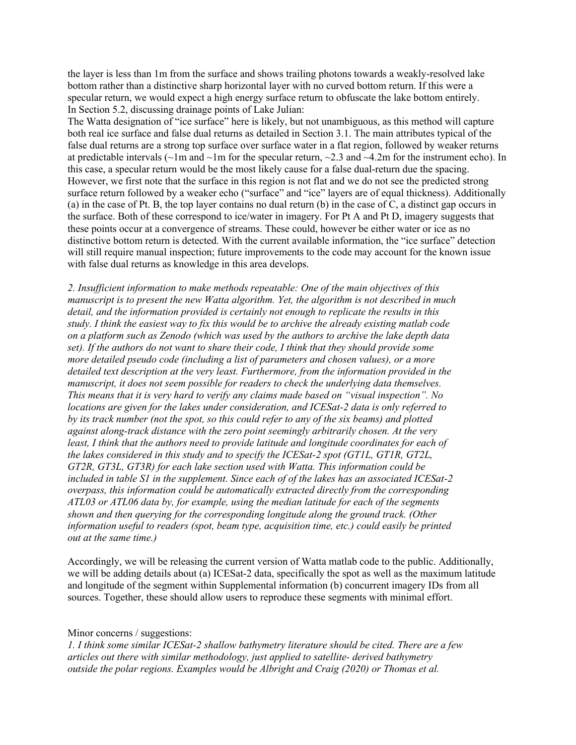the layer is less than 1m from the surface and shows trailing photons towards a weakly-resolved lake bottom rather than a distinctive sharp horizontal layer with no curved bottom return. If this were a specular return, we would expect a high energy surface return to obfuscate the lake bottom entirely.
In Section 5.2, discussing drainage points of Lake Julian:
The Watta designation of "ice surface" here is likely, but not unambiguous, as this method will capture both real ice surface and false dual returns as detailed in Section 3.1. The main attributes typical of the false dual returns are a strong top surface over surface water in a flat region, followed by weaker returns at predictable intervals (~1m and ~1m for the specular return, ~2.3 and ~4.2m for the instrument echo). In this case, a specular return would be the most likely cause for a false dual-return due the spacing. However, we first note that the surface in this region is not flat and we do not see the predicted strong surface return followed by a weaker echo ("surface" and "ice" layers are of equal thickness). Additionally (a) in the case of Pt. B, the top layer contains no dual return (b) in the case of C, a distinct gap occurs in the surface. Both of these correspond to ice/water in imagery. For Pt A and Pt D, imagery suggests that these points occur at a convergence of streams. These could, however be either water or ice as no distinctive bottom return is detected. With the current available information, the "ice surface" detection will still require manual inspection; future improvements to the code may account for the known issue with false dual returns as knowledge in this area develops.

*2. Insufficient information to make methods repeatable: One of the main objectives of this manuscript is to present the new Watta algorithm. Yet, the algorithm is not described in much detail, and the information provided is certainly not enough to replicate the results in this study. I think the easiest way to fix this would be to archive the already existing matlab code on a platform such as Zenodo (which was used by the authors to archive the lake depth data set). If the authors do not want to share their code, I think that they should provide some more detailed pseudo code (including a list of parameters and chosen values), or a more detailed text description at the very least. Furthermore, from the information provided in the manuscript, it does not seem possible for readers to check the underlying data themselves. This means that it is very hard to verify any claims made based on "visual inspection". No locations are given for the lakes under consideration, and ICESat-2 data is only referred to by its track number (not the spot, so this could refer to any of the six beams) and plotted against along-track distance with the zero point seemingly arbitrarily chosen. At the very least, I think that the authors need to provide latitude and longitude coordinates for each of the lakes considered in this study and to specify the ICESat-2 spot (GT1L, GT1R, GT2L, GT2R, GT3L, GT3R) for each lake section used with Watta. This information could be included in table S1 in the supplement. Since each of of the lakes has an associated ICESat-2 overpass, this information could be automatically extracted directly from the corresponding ATL03 or ATL06 data by, for example, using the median latitude for each of the segments shown and then querying for the corresponding longitude along the ground track. (Other information useful to readers (spot, beam type, acquisition time, etc.) could easily be printed out at the same time.)*

Accordingly, we will be releasing the current version of Watta matlab code to the public. Additionally, we will be adding details about (a) ICESat-2 data, specifically the spot as well as the maximum latitude and longitude of the segment within Supplemental information (b) concurrent imagery IDs from all sources. Together, these should allow users to reproduce these segments with minimal effort.

Minor concerns / suggestions:
*1. I think some similar ICESat-2 shallow bathymetry literature should be cited. There are a few articles out there with similar methodology, just applied to satellite- derived bathymetry outside the polar regions. Examples would be Albright and Craig (2020) or Thomas et al.*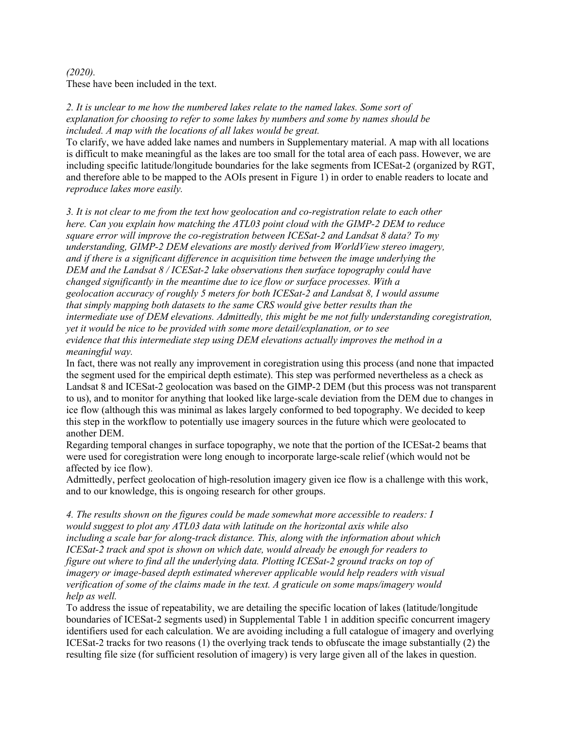*(2020).*
These have been included in the text.

*2. It is unclear to me how the numbered lakes relate to the named lakes. Some sort of explanation for choosing to refer to some lakes by numbers and some by names should be included. A map with the locations of all lakes would be great.*
To clarify, we have added lake names and numbers in Supplementary material. A map with all locations is difficult to make meaningful as the lakes are too small for the total area of each pass. However, we are including specific latitude/longitude boundaries for the lake segments from ICESat-2 (organized by RGT, and therefore able to be mapped to the AOIs present in Figure 1) in order to enable readers to locate and *reproduce lakes more easily.*

*3. It is not clear to me from the text how geolocation and co-registration relate to each other here. Can you explain how matching the ATL03 point cloud with the GIMP-2 DEM to reduce square error will improve the co-registration between ICESat-2 and Landsat 8 data? To my understanding, GIMP-2 DEM elevations are mostly derived from WorldView stereo imagery, and if there is a significant difference in acquisition time between the image underlying the DEM and the Landsat 8 / ICESat-2 lake observations then surface topography could have changed significantly in the meantime due to ice flow or surface processes. With a geolocation accuracy of roughly 5 meters for both ICESat-2 and Landsat 8, I would assume that simply mapping both datasets to the same CRS would give better results than the intermediate use of DEM elevations. Admittedly, this might be me not fully understanding coregistration, yet it would be nice to be provided with some more detail/explanation, or to see evidence that this intermediate step using DEM elevations actually improves the method in a meaningful way.*
In fact, there was not really any improvement in coregistration using this process (and none that impacted the segment used for the empirical depth estimate). This step was performed nevertheless as a check as Landsat 8 and ICESat-2 geolocation was based on the GIMP-2 DEM (but this process was not transparent to us), and to monitor for anything that looked like large-scale deviation from the DEM due to changes in ice flow (although this was minimal as lakes largely conformed to bed topography. We decided to keep this step in the workflow to potentially use imagery sources in the future which were geolocated to another DEM.
Regarding temporal changes in surface topography, we note that the portion of the ICESat-2 beams that were used for coregistration were long enough to incorporate large-scale relief (which would not be affected by ice flow).
Admittedly, perfect geolocation of high-resolution imagery given ice flow is a challenge with this work, and to our knowledge, this is ongoing research for other groups.

*4. The results shown on the figures could be made somewhat more accessible to readers: I would suggest to plot any ATL03 data with latitude on the horizontal axis while also including a scale bar for along-track distance. This, along with the information about which ICESat-2 track and spot is shown on which date, would already be enough for readers to figure out where to find all the underlying data. Plotting ICESat-2 ground tracks on top of imagery or image-based depth estimated wherever applicable would help readers with visual verification of some of the claims made in the text. A graticule on some maps/imagery would help as well.*
To address the issue of repeatability, we are detailing the specific location of lakes (latitude/longitude boundaries of ICESat-2 segments used) in Supplemental Table 1 in addition specific concurrent imagery identifiers used for each calculation. We are avoiding including a full catalogue of imagery and overlying ICESat-2 tracks for two reasons (1) the overlying track tends to obfuscate the image substantially (2) the resulting file size (for sufficient resolution of imagery) is very large given all of the lakes in question.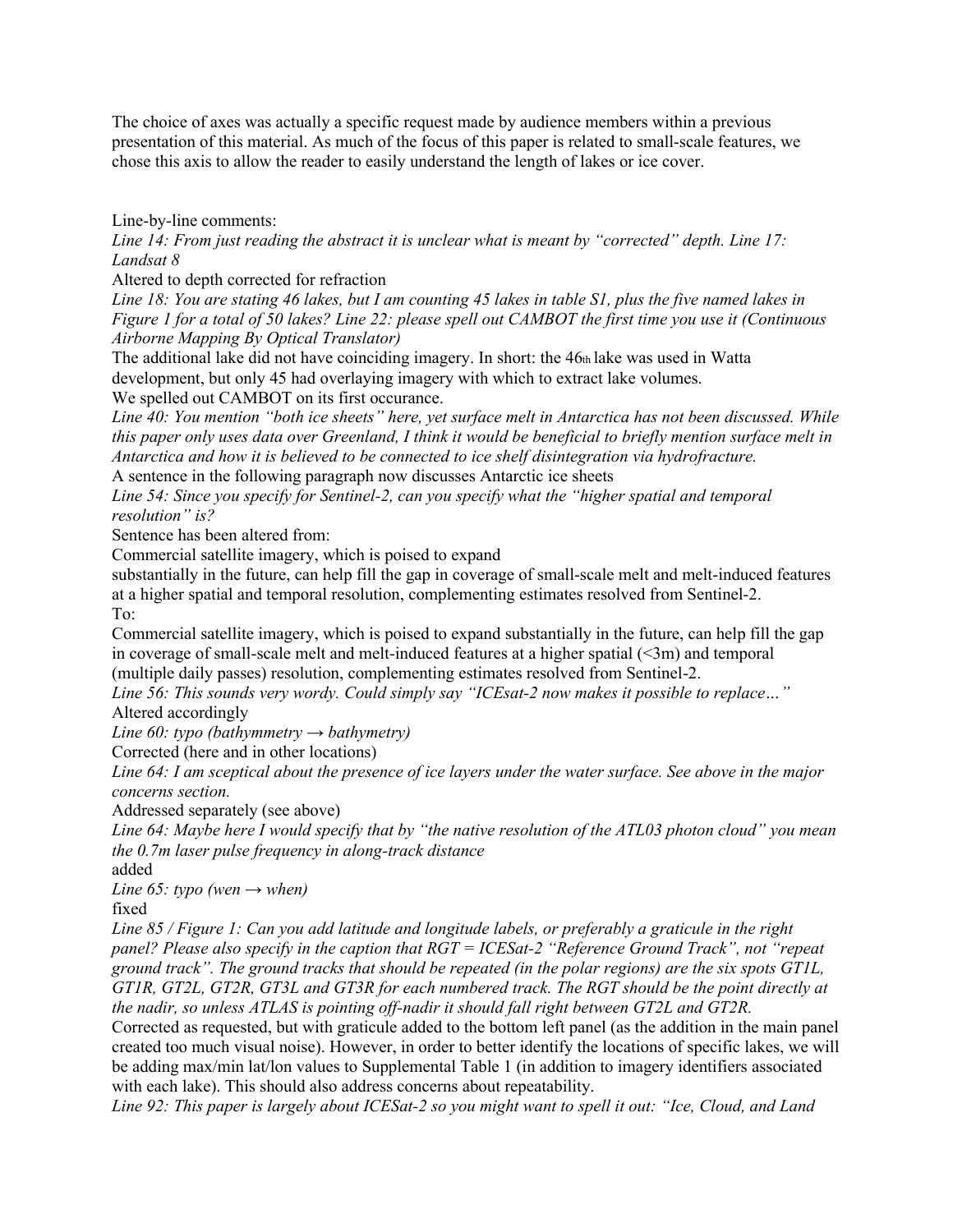The choice of axes was actually a specific request made by audience members within a previous presentation of this material. As much of the focus of this paper is related to small-scale features, we chose this axis to allow the reader to easily understand the length of lakes or ice cover.

Line-by-line comments:

*Line 14: From just reading the abstract it is unclear what is meant by "corrected" depth. Line 17: Landsat 8*

Altered to depth corrected for refraction

*Line 18: You are stating 46 lakes, but I am counting 45 lakes in table S1, plus the five named lakes in Figure 1 for a total of 50 lakes? Line 22: please spell out CAMBOT the first time you use it (Continuous Airborne Mapping By Optical Translator)*

The additional lake did not have coinciding imagery. In short: the 46th lake was used in Watta development, but only 45 had overlaying imagery with which to extract lake volumes.

We spelled out CAMBOT on its first occurance.

*Line 40: You mention "both ice sheets" here, yet surface melt in Antarctica has not been discussed. While this paper only uses data over Greenland, I think it would be beneficial to briefly mention surface melt in Antarctica and how it is believed to be connected to ice shelf disintegration via hydrofracture.*

A sentence in the following paragraph now discusses Antarctic ice sheets

*Line 54: Since you specify for Sentinel-2, can you specify what the "higher spatial and temporal resolution" is?*

Sentence has been altered from:

Commercial satellite imagery, which is poised to expand substantially in the future, can help fill the gap in coverage of small-scale melt and melt-induced features at a higher spatial and temporal resolution, complementing estimates resolved from Sentinel-2.

To:

Commercial satellite imagery, which is poised to expand substantially in the future, can help fill the gap in coverage of small-scale melt and melt-induced features at a higher spatial (<3m) and temporal (multiple daily passes) resolution, complementing estimates resolved from Sentinel-2.

*Line 56: This sounds very wordy. Could simply say "ICEsat-2 now makes it possible to replace…"*

Altered accordingly

*Line 60: typo (bathymmetry → bathymetry)*

Corrected (here and in other locations)

*Line 64: I am sceptical about the presence of ice layers under the water surface. See above in the major concerns section.*

Addressed separately (see above)

*Line 64: Maybe here I would specify that by "the native resolution of the ATL03 photon cloud" you mean the 0.7m laser pulse frequency in along-track distance*

added

*Line 65: typo (wen → when)*

fixed

*Line 85 / Figure 1: Can you add latitude and longitude labels, or preferably a graticule in the right panel? Please also specify in the caption that RGT = ICESat-2 "Reference Ground Track", not "repeat ground track". The ground tracks that should be repeated (in the polar regions) are the six spots GT1L, GT1R, GT2L, GT2R, GT3L and GT3R for each numbered track. The RGT should be the point directly at the nadir, so unless ATLAS is pointing off-nadir it should fall right between GT2L and GT2R.*

Corrected as requested, but with graticule added to the bottom left panel (as the addition in the main panel created too much visual noise). However, in order to better identify the locations of specific lakes, we will be adding max/min lat/lon values to Supplemental Table 1 (in addition to imagery identifiers associated with each lake). This should also address concerns about repeatability.

*Line 92: This paper is largely about ICESat-2 so you might want to spell it out: "Ice, Cloud, and Land*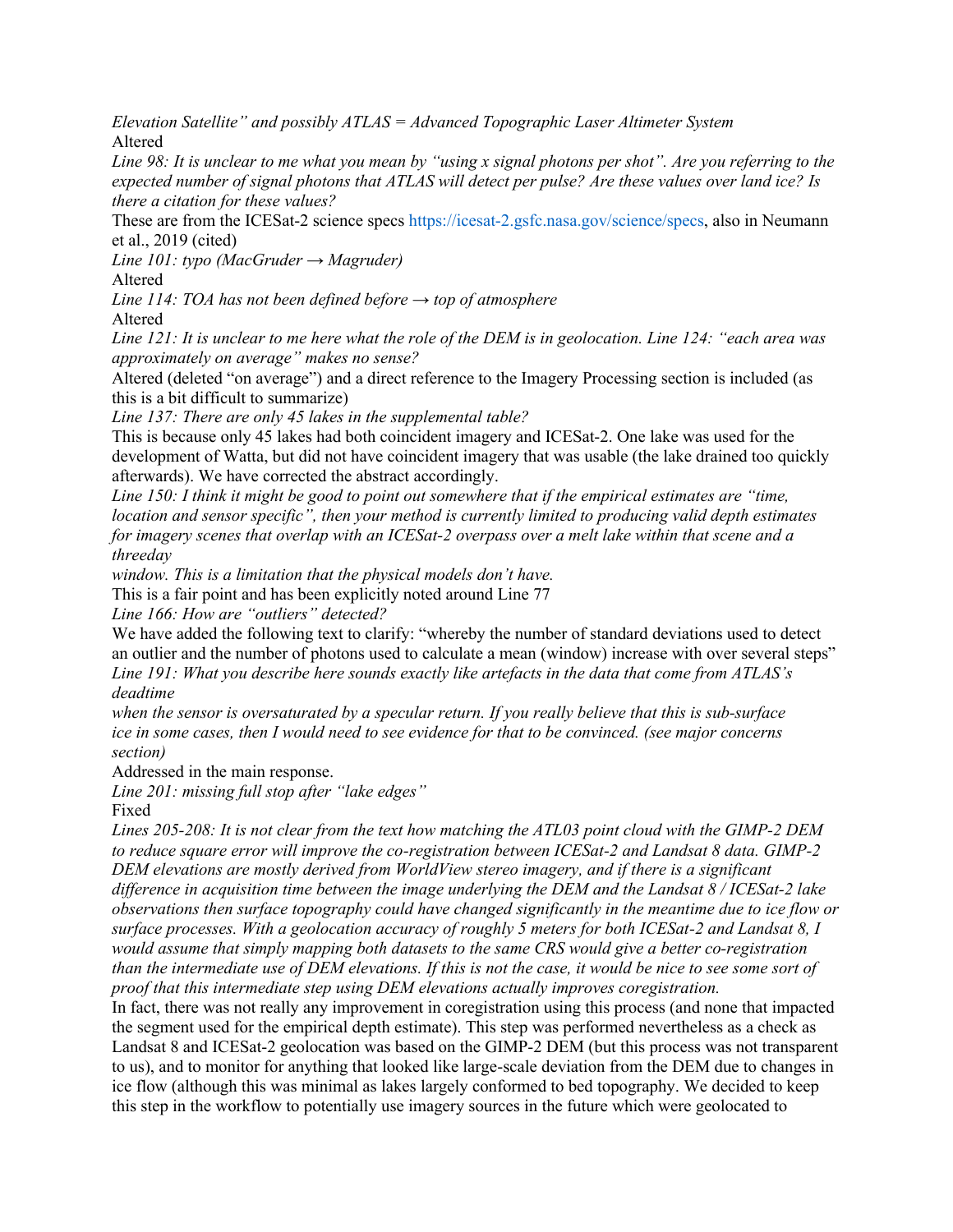*Elevation Satellite" and possibly ATLAS = Advanced Topographic Laser Altimeter System*
Altered

*Line 98: It is unclear to me what you mean by "using x signal photons per shot". Are you referring to the expected number of signal photons that ATLAS will detect per pulse? Are these values over land ice? Is there a citation for these values?*

These are from the ICESat-2 science specs https://icesat-2.gsfc.nasa.gov/science/specs, also in Neumann et al., 2019 (cited)

*Line 101: typo (MacGruder → Magruder)*

Altered

*Line 114: TOA has not been defined before → top of atmosphere*

Altered

*Line 121: It is unclear to me here what the role of the DEM is in geolocation. Line 124: "each area was approximately on average" makes no sense?*

Altered (deleted "on average") and a direct reference to the Imagery Processing section is included (as this is a bit difficult to summarize)

*Line 137: There are only 45 lakes in the supplemental table?*

This is because only 45 lakes had both coincident imagery and ICESat-2. One lake was used for the development of Watta, but did not have coincident imagery that was usable (the lake drained too quickly afterwards). We have corrected the abstract accordingly.

*Line 150: I think it might be good to point out somewhere that if the empirical estimates are "time, location and sensor specific", then your method is currently limited to producing valid depth estimates for imagery scenes that overlap with an ICESat-2 overpass over a melt lake within that scene and a threeday window. This is a limitation that the physical models don't have.*

This is a fair point and has been explicitly noted around Line 77

*Line 166: How are "outliers" detected?*

We have added the following text to clarify: "whereby the number of standard deviations used to detect an outlier and the number of photons used to calculate a mean (window) increase with over several steps"

*Line 191: What you describe here sounds exactly like artefacts in the data that come from ATLAS's deadtime when the sensor is oversaturated by a specular return. If you really believe that this is sub-surface ice in some cases, then I would need to see evidence for that to be convinced. (see major concerns section)*

Addressed in the main response.

*Line 201: missing full stop after "lake edges"*

Fixed

*Lines 205-208: It is not clear from the text how matching the ATL03 point cloud with the GIMP-2 DEM to reduce square error will improve the co-registration between ICESat-2 and Landsat 8 data. GIMP-2 DEM elevations are mostly derived from WorldView stereo imagery, and if there is a significant difference in acquisition time between the image underlying the DEM and the Landsat 8 / ICESat-2 lake observations then surface topography could have changed significantly in the meantime due to ice flow or surface processes. With a geolocation accuracy of roughly 5 meters for both ICESat-2 and Landsat 8, I would assume that simply mapping both datasets to the same CRS would give a better co-registration than the intermediate use of DEM elevations. If this is not the case, it would be nice to see some sort of proof that this intermediate step using DEM elevations actually improves coregistration.*

In fact, there was not really any improvement in coregistration using this process (and none that impacted the segment used for the empirical depth estimate). This step was performed nevertheless as a check as Landsat 8 and ICESat-2 geolocation was based on the GIMP-2 DEM (but this process was not transparent to us), and to monitor for anything that looked like large-scale deviation from the DEM due to changes in ice flow (although this was minimal as lakes largely conformed to bed topography. We decided to keep this step in the workflow to potentially use imagery sources in the future which were geolocated to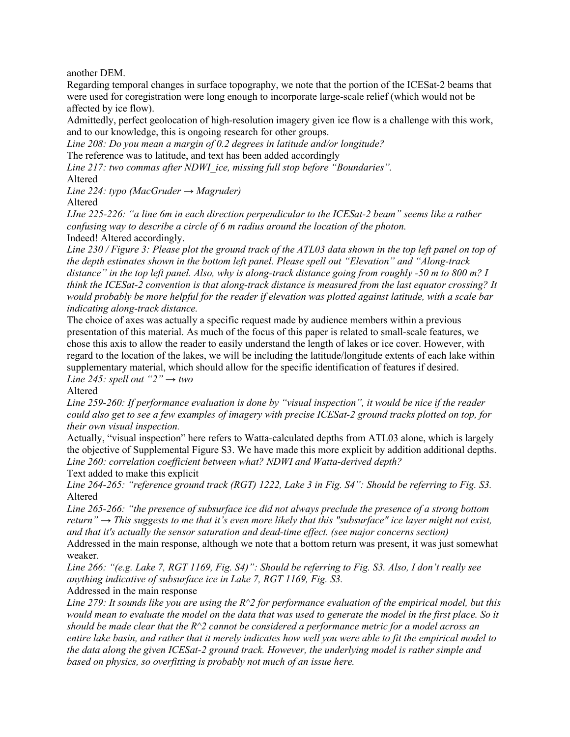another DEM.

Regarding temporal changes in surface topography, we note that the portion of the ICESat-2 beams that were used for coregistration were long enough to incorporate large-scale relief (which would not be affected by ice flow).

Admittedly, perfect geolocation of high-resolution imagery given ice flow is a challenge with this work, and to our knowledge, this is ongoing research for other groups.

*Line 208: Do you mean a margin of 0.2 degrees in latitude and/or longitude?*

The reference was to latitude, and text has been added accordingly

*Line 217: two commas after NDWI_ice, missing full stop before "Boundaries".*

Altered

*Line 224: typo (MacGruder → Magruder)*

Altered

*LIne 225-226: "a line 6m in each direction perpendicular to the ICESat-2 beam" seems like a rather confusing way to describe a circle of 6 m radius around the location of the photon.*

Indeed! Altered accordingly.

*Line 230 / Figure 3: Please plot the ground track of the ATL03 data shown in the top left panel on top of the depth estimates shown in the bottom left panel. Please spell out "Elevation" and "Along-track distance" in the top left panel. Also, why is along-track distance going from roughly -50 m to 800 m? I think the ICESat-2 convention is that along-track distance is measured from the last equator crossing? It would probably be more helpful for the reader if elevation was plotted against latitude, with a scale bar indicating along-track distance.*

The choice of axes was actually a specific request made by audience members within a previous presentation of this material. As much of the focus of this paper is related to small-scale features, we chose this axis to allow the reader to easily understand the length of lakes or ice cover. However, with regard to the location of the lakes, we will be including the latitude/longitude extents of each lake within supplementary material, which should allow for the specific identification of features if desired.

*Line 245: spell out "2" → two*

Altered

*Line 259-260: If performance evaluation is done by "visual inspection", it would be nice if the reader could also get to see a few examples of imagery with precise ICESat-2 ground tracks plotted on top, for their own visual inspection.*

Actually, "visual inspection" here refers to Watta-calculated depths from ATL03 alone, which is largely the objective of Supplemental Figure S3. We have made this more explicit by addition additional depths.

*Line 260: correlation coefficient between what? NDWI and Watta-derived depth?*

Text added to make this explicit

*Line 264-265: "reference ground track (RGT) 1222, Lake 3 in Fig. S4": Should be referring to Fig. S3.*

Altered

*Line 265-266: "the presence of subsurface ice did not always preclude the presence of a strong bottom return" → This suggests to me that it's even more likely that this "subsurface" ice layer might not exist, and that it's actually the sensor saturation and dead-time effect. (see major concerns section)*

Addressed in the main response, although we note that a bottom return was present, it was just somewhat weaker.

*Line 266: "(e.g. Lake 7, RGT 1169, Fig. S4)": Should be referring to Fig. S3. Also, I don't really see anything indicative of subsurface ice in Lake 7, RGT 1169, Fig. S3.*

Addressed in the main response

*Line 279: It sounds like you are using the $R^2$ for performance evaluation of the empirical model, but this would mean to evaluate the model on the data that was used to generate the model in the first place. So it should be made clear that the $R^2$ cannot be considered a performance metric for a model across an entire lake basin, and rather that it merely indicates how well you were able to fit the empirical model to the data along the given ICESat-2 ground track. However, the underlying model is rather simple and based on physics, so overfitting is probably not much of an issue here.*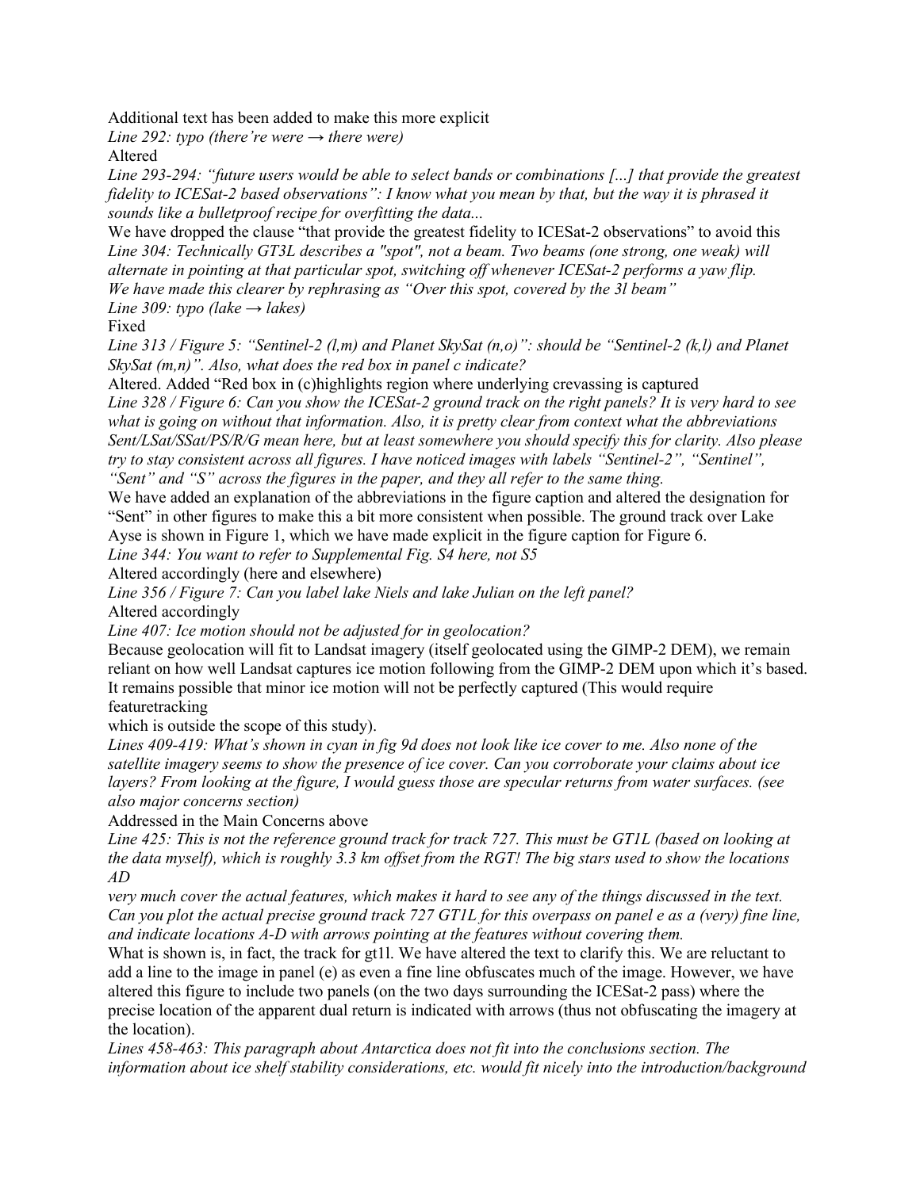Additional text has been added to make this more explicit

*Line 292: typo (there're were → there were)*

Altered

*Line 293-294: "future users would be able to select bands or combinations [...] that provide the greatest fidelity to ICESat-2 based observations": I know what you mean by that, but the way it is phrased it sounds like a bulletproof recipe for overfitting the data...*

We have dropped the clause "that provide the greatest fidelity to ICESat-2 observations" to avoid this

*Line 304: Technically GT3L describes a "spot", not a beam. Two beams (one strong, one weak) will alternate in pointing at that particular spot, switching off whenever ICESat-2 performs a yaw flip.*

*We have made this clearer by rephrasing as "Over this spot, covered by the 3l beam"*

*Line 309: typo (lake → lakes)*

Fixed

*Line 313 / Figure 5: "Sentinel-2 (l,m) and Planet SkySat (n,o)": should be "Sentinel-2 (k,l) and Planet SkySat (m,n)". Also, what does the red box in panel c indicate?*

Altered. Added "Red box in (c)highlights region where underlying crevassing is captured

*Line 328 / Figure 6: Can you show the ICESat-2 ground track on the right panels? It is very hard to see what is going on without that information. Also, it is pretty clear from context what the abbreviations Sent/LSat/SSat/PS/R/G mean here, but at least somewhere you should specify this for clarity. Also please try to stay consistent across all figures. I have noticed images with labels "Sentinel-2", "Sentinel", "Sent" and "S" across the figures in the paper, and they all refer to the same thing.*

We have added an explanation of the abbreviations in the figure caption and altered the designation for "Sent" in other figures to make this a bit more consistent when possible. The ground track over Lake Ayse is shown in Figure 1, which we have made explicit in the figure caption for Figure 6.

*Line 344: You want to refer to Supplemental Fig. S4 here, not S5*

Altered accordingly (here and elsewhere)

*Line 356 / Figure 7: Can you label lake Niels and lake Julian on the left panel?*

Altered accordingly

*Line 407: Ice motion should not be adjusted for in geolocation?*

Because geolocation will fit to Landsat imagery (itself geolocated using the GIMP-2 DEM), we remain reliant on how well Landsat captures ice motion following from the GIMP-2 DEM upon which it's based. It remains possible that minor ice motion will not be perfectly captured (This would require featuretracking
which is outside the scope of this study).

*Lines 409-419: What's shown in cyan in fig 9d does not look like ice cover to me. Also none of the satellite imagery seems to show the presence of ice cover. Can you corroborate your claims about ice layers? From looking at the figure, I would guess those are specular returns from water surfaces. (see also major concerns section)*

Addressed in the Main Concerns above

*Line 425: This is not the reference ground track for track 727. This must be GT1L (based on looking at the data myself), which is roughly 3.3 km offset from the RGT! The big stars used to show the locations AD
very much cover the actual features, which makes it hard to see any of the things discussed in the text. Can you plot the actual precise ground track 727 GT1L for this overpass on panel e as a (very) fine line, and indicate locations A-D with arrows pointing at the features without covering them.*

What is shown is, in fact, the track for gt1l. We have altered the text to clarify this. We are reluctant to add a line to the image in panel (e) as even a fine line obfuscates much of the image. However, we have altered this figure to include two panels (on the two days surrounding the ICESat-2 pass) where the precise location of the apparent dual return is indicated with arrows (thus not obfuscating the imagery at the location).

*Lines 458-463: This paragraph about Antarctica does not fit into the conclusions section. The information about ice shelf stability considerations, etc. would fit nicely into the introduction/background*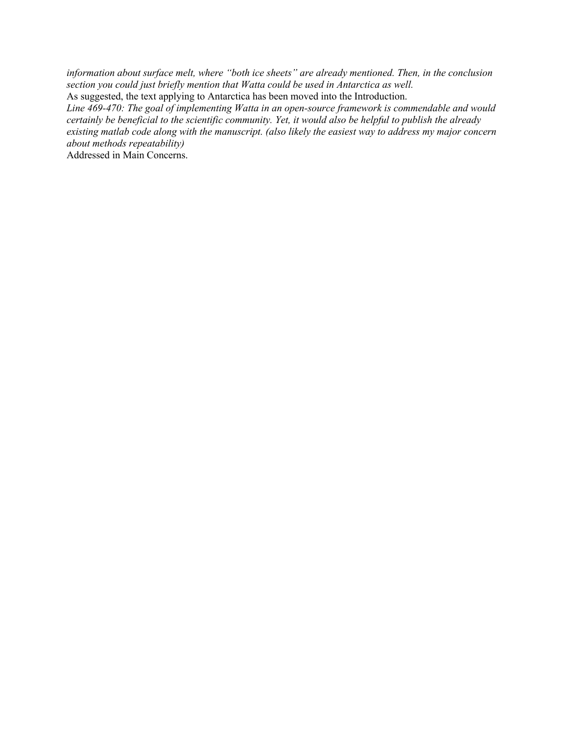*information about surface melt, where "both ice sheets" are already mentioned. Then, in the conclusion section you could just briefly mention that Watta could be used in Antarctica as well.*

As suggested, the text applying to Antarctica has been moved into the Introduction.

*Line 469-470: The goal of implementing Watta in an open-source framework is commendable and would certainly be beneficial to the scientific community. Yet, it would also be helpful to publish the already existing matlab code along with the manuscript. (also likely the easiest way to address my major concern about methods repeatability)*

Addressed in Main Concerns.